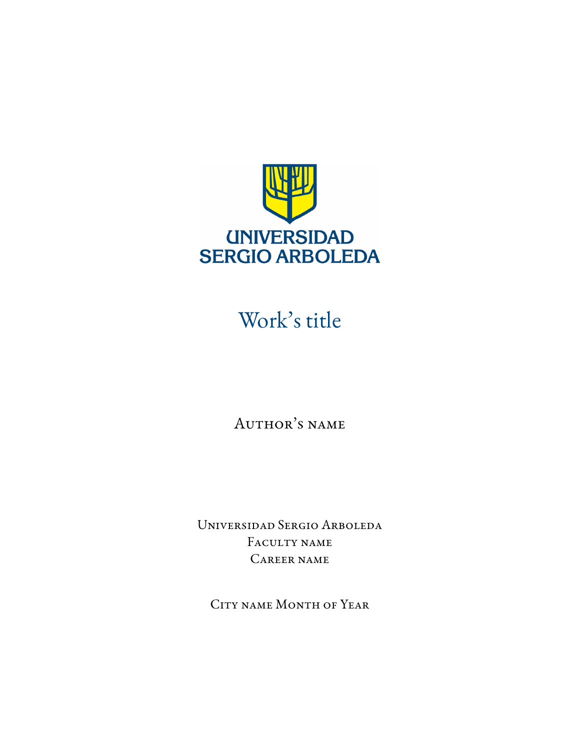UNIVERSIDAD SERGIO ARBOLEDA

# Work's title

Author's name

Universidad Sergio Arboleda
Faculty name
Career name

City name Month of Year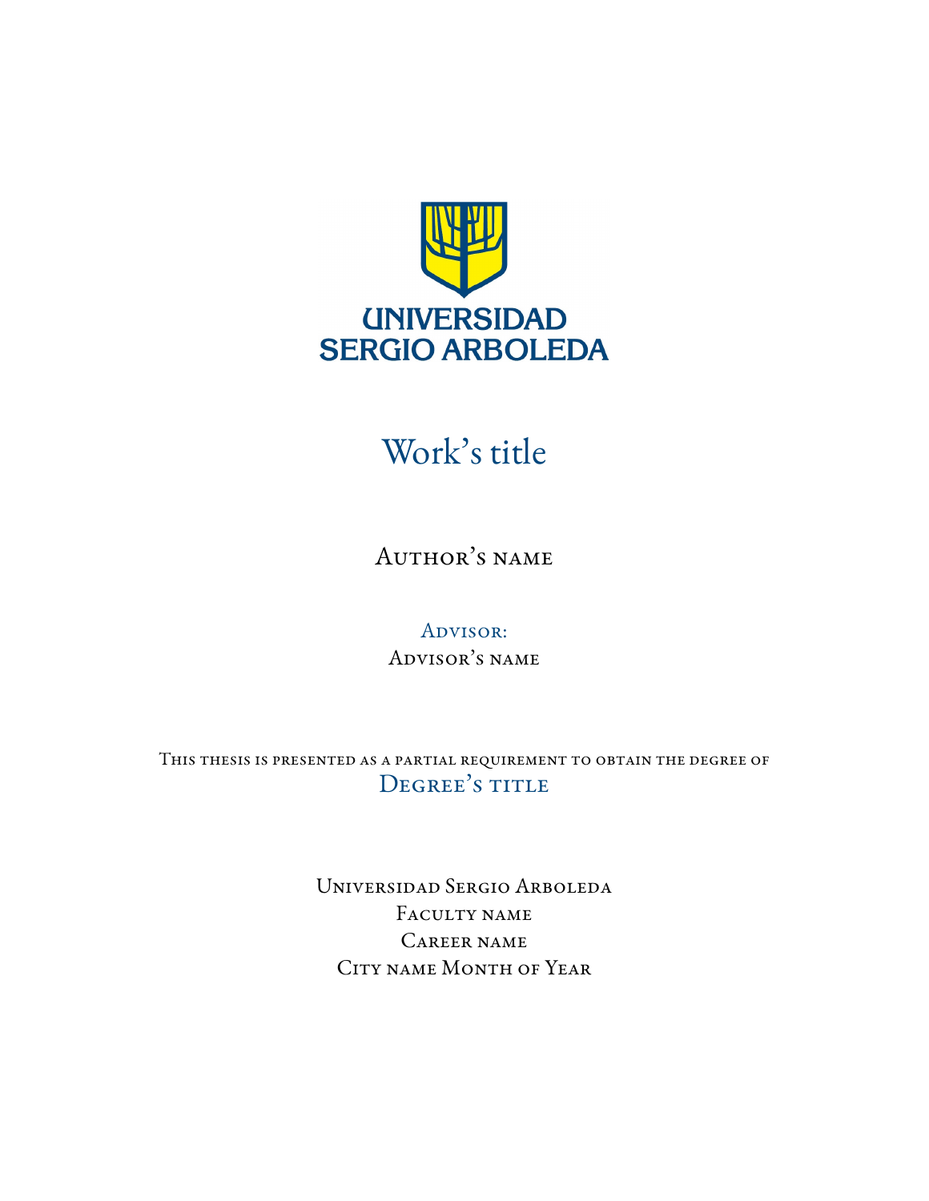UNIVERSIDAD SERGIO ARBOLEDA

# Work's title

Author's name

Advisor:
Advisor's name

This thesis is presented as a partial requirement to obtain the degree of
Degree's title

Universidad Sergio Arboleda
Faculty name
Career name
City name Month of Year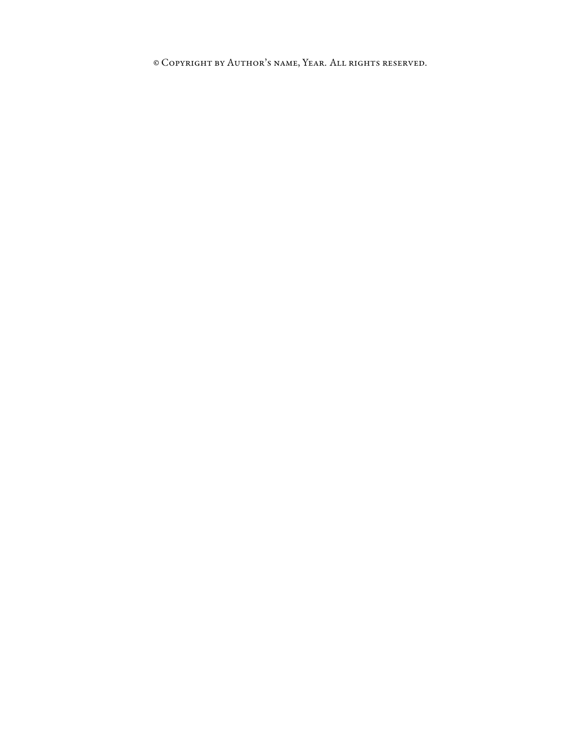© Copyright by Author's name, Year. All rights reserved.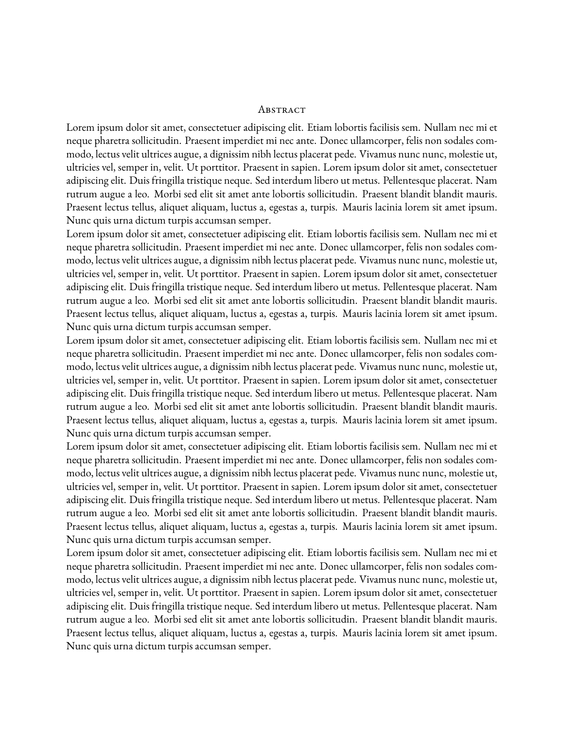## Abstract

Lorem ipsum dolor sit amet, consectetuer adipiscing elit. Etiam lobortis facilisis sem. Nullam nec mi et neque pharetra sollicitudin. Praesent imperdiet mi nec ante. Donec ullamcorper, felis non sodales commodo, lectus velit ultrices augue, a dignissim nibh lectus placerat pede. Vivamus nunc nunc, molestie ut, ultricies vel, semper in, velit. Ut porttitor. Praesent in sapien. Lorem ipsum dolor sit amet, consectetuer adipiscing elit. Duis fringilla tristique neque. Sed interdum libero ut metus. Pellentesque placerat. Nam rutrum augue a leo. Morbi sed elit sit amet ante lobortis sollicitudin. Praesent blandit blandit mauris. Praesent lectus tellus, aliquet aliquam, luctus a, egestas a, turpis. Mauris lacinia lorem sit amet ipsum. Nunc quis urna dictum turpis accumsan semper.

Lorem ipsum dolor sit amet, consectetuer adipiscing elit. Etiam lobortis facilisis sem. Nullam nec mi et neque pharetra sollicitudin. Praesent imperdiet mi nec ante. Donec ullamcorper, felis non sodales commodo, lectus velit ultrices augue, a dignissim nibh lectus placerat pede. Vivamus nunc nunc, molestie ut, ultricies vel, semper in, velit. Ut porttitor. Praesent in sapien. Lorem ipsum dolor sit amet, consectetuer adipiscing elit. Duis fringilla tristique neque. Sed interdum libero ut metus. Pellentesque placerat. Nam rutrum augue a leo. Morbi sed elit sit amet ante lobortis sollicitudin. Praesent blandit blandit mauris. Praesent lectus tellus, aliquet aliquam, luctus a, egestas a, turpis. Mauris lacinia lorem sit amet ipsum. Nunc quis urna dictum turpis accumsan semper.

Lorem ipsum dolor sit amet, consectetuer adipiscing elit. Etiam lobortis facilisis sem. Nullam nec mi et neque pharetra sollicitudin. Praesent imperdiet mi nec ante. Donec ullamcorper, felis non sodales commodo, lectus velit ultrices augue, a dignissim nibh lectus placerat pede. Vivamus nunc nunc, molestie ut, ultricies vel, semper in, velit. Ut porttitor. Praesent in sapien. Lorem ipsum dolor sit amet, consectetuer adipiscing elit. Duis fringilla tristique neque. Sed interdum libero ut metus. Pellentesque placerat. Nam rutrum augue a leo. Morbi sed elit sit amet ante lobortis sollicitudin. Praesent blandit blandit mauris. Praesent lectus tellus, aliquet aliquam, luctus a, egestas a, turpis. Mauris lacinia lorem sit amet ipsum. Nunc quis urna dictum turpis accumsan semper.

Lorem ipsum dolor sit amet, consectetuer adipiscing elit. Etiam lobortis facilisis sem. Nullam nec mi et neque pharetra sollicitudin. Praesent imperdiet mi nec ante. Donec ullamcorper, felis non sodales commodo, lectus velit ultrices augue, a dignissim nibh lectus placerat pede. Vivamus nunc nunc, molestie ut, ultricies vel, semper in, velit. Ut porttitor. Praesent in sapien. Lorem ipsum dolor sit amet, consectetuer adipiscing elit. Duis fringilla tristique neque. Sed interdum libero ut metus. Pellentesque placerat. Nam rutrum augue a leo. Morbi sed elit sit amet ante lobortis sollicitudin. Praesent blandit blandit mauris. Praesent lectus tellus, aliquet aliquam, luctus a, egestas a, turpis. Mauris lacinia lorem sit amet ipsum. Nunc quis urna dictum turpis accumsan semper.

Lorem ipsum dolor sit amet, consectetuer adipiscing elit. Etiam lobortis facilisis sem. Nullam nec mi et neque pharetra sollicitudin. Praesent imperdiet mi nec ante. Donec ullamcorper, felis non sodales commodo, lectus velit ultrices augue, a dignissim nibh lectus placerat pede. Vivamus nunc nunc, molestie ut, ultricies vel, semper in, velit. Ut porttitor. Praesent in sapien. Lorem ipsum dolor sit amet, consectetuer adipiscing elit. Duis fringilla tristique neque. Sed interdum libero ut metus. Pellentesque placerat. Nam rutrum augue a leo. Morbi sed elit sit amet ante lobortis sollicitudin. Praesent blandit blandit mauris. Praesent lectus tellus, aliquet aliquam, luctus a, egestas a, turpis. Mauris lacinia lorem sit amet ipsum. Nunc quis urna dictum turpis accumsan semper.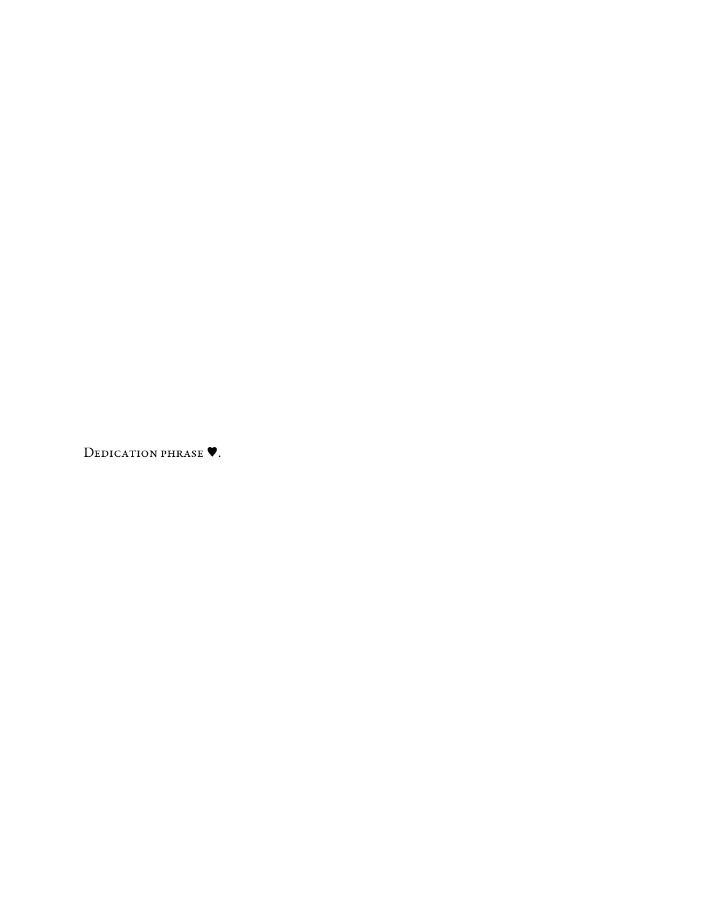DEDICATION PHRASE ♥.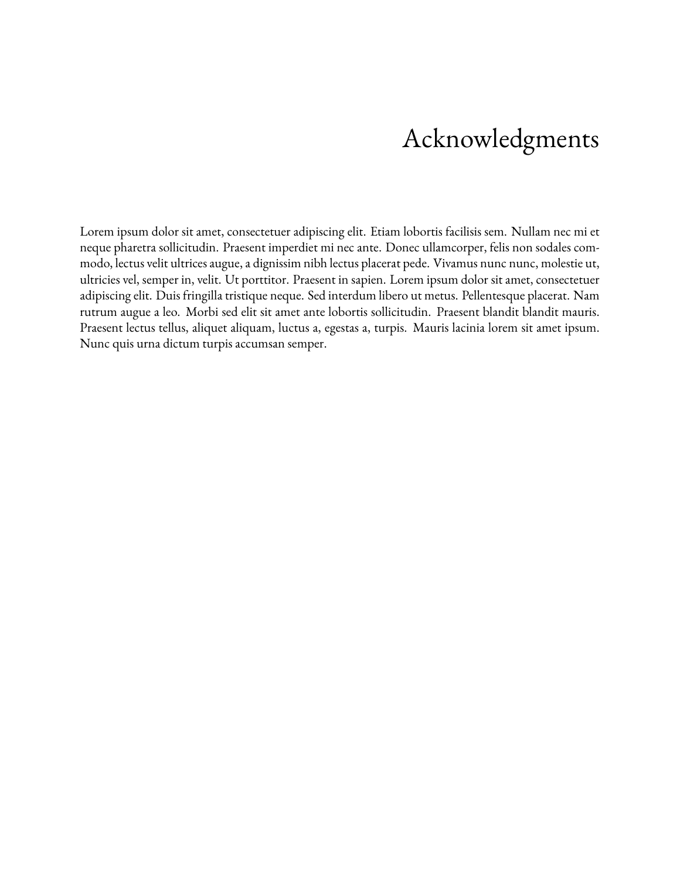# Acknowledgments

Lorem ipsum dolor sit amet, consectetuer adipiscing elit. Etiam lobortis facilisis sem. Nullam nec mi et neque pharetra sollicitudin. Praesent imperdiet mi nec ante. Donec ullamcorper, felis non sodales commodo, lectus velit ultrices augue, a dignissim nibh lectus placerat pede. Vivamus nunc nunc, molestie ut, ultricies vel, semper in, velit. Ut porttitor. Praesent in sapien. Lorem ipsum dolor sit amet, consectetuer adipiscing elit. Duis fringilla tristique neque. Sed interdum libero ut metus. Pellentesque placerat. Nam rutrum augue a leo. Morbi sed elit sit amet ante lobortis sollicitudin. Praesent blandit blandit mauris. Praesent lectus tellus, aliquet aliquam, luctus a, egestas a, turpis. Mauris lacinia lorem sit amet ipsum. Nunc quis urna dictum turpis accumsan semper.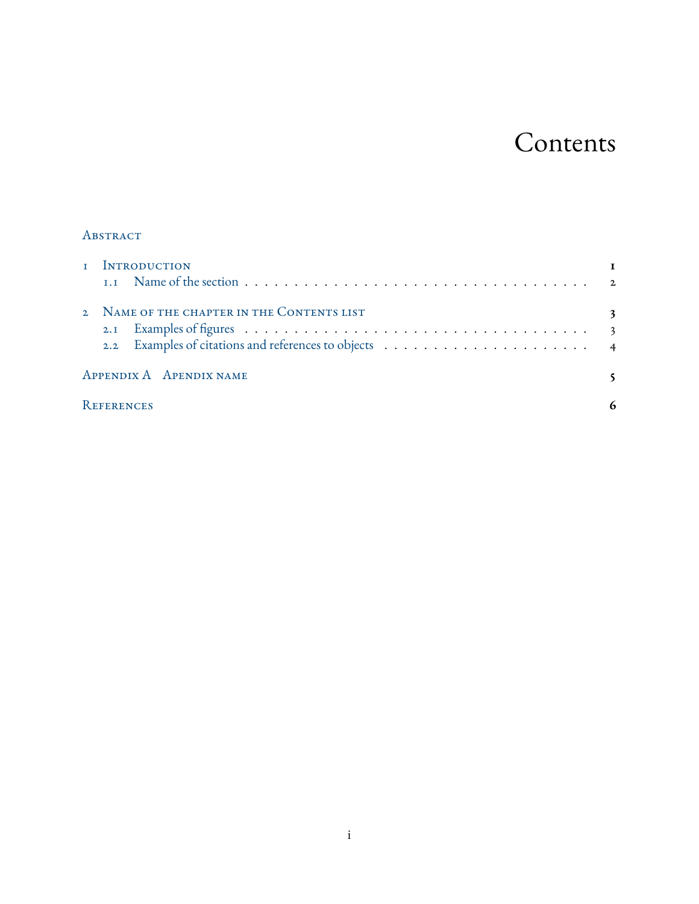# Contents

Abstract

1 Introduction 1
  1.1 Name of the section . . . . . . . . . . . . . . . . . . . . . . . . . . . . . . . . . . . 2

2 Name of the chapter in the Contents list 3
  2.1 Examples of figures . . . . . . . . . . . . . . . . . . . . . . . . . . . . . . . . . . . 3
  2.2 Examples of citations and references to objects . . . . . . . . . . . . . . . . . . . . 4

Appendix A Apendix name 5

References 6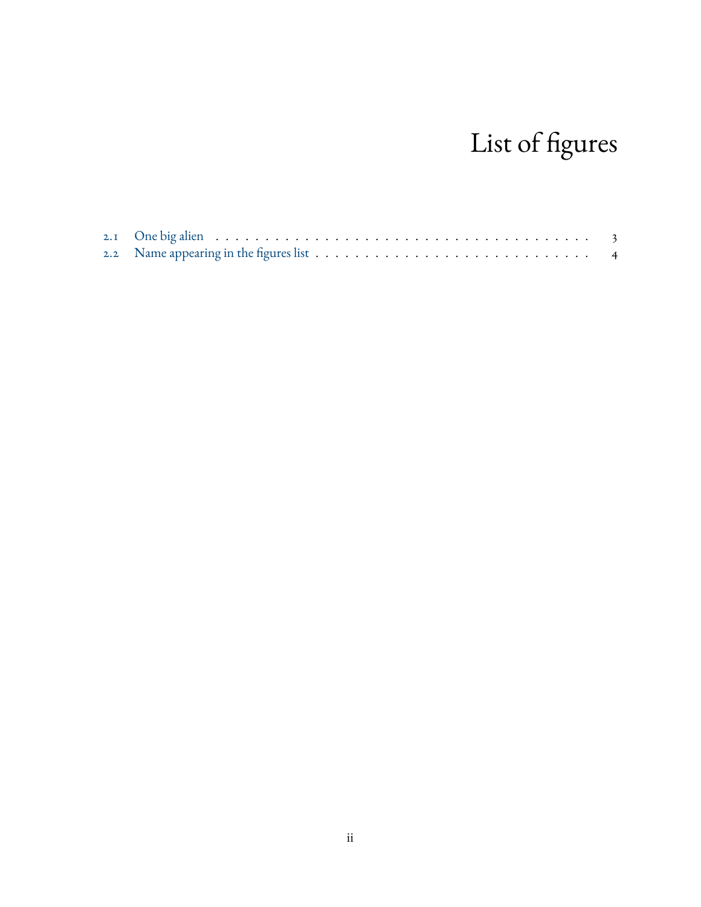# List of figures

2.1 One big alien . . . . . . . . . . . . . . . . . . . . . . . . . . . . . . . . . . . . . 3
2.2 Name appearing in the figures list . . . . . . . . . . . . . . . . . . . . . . . . . . . . 4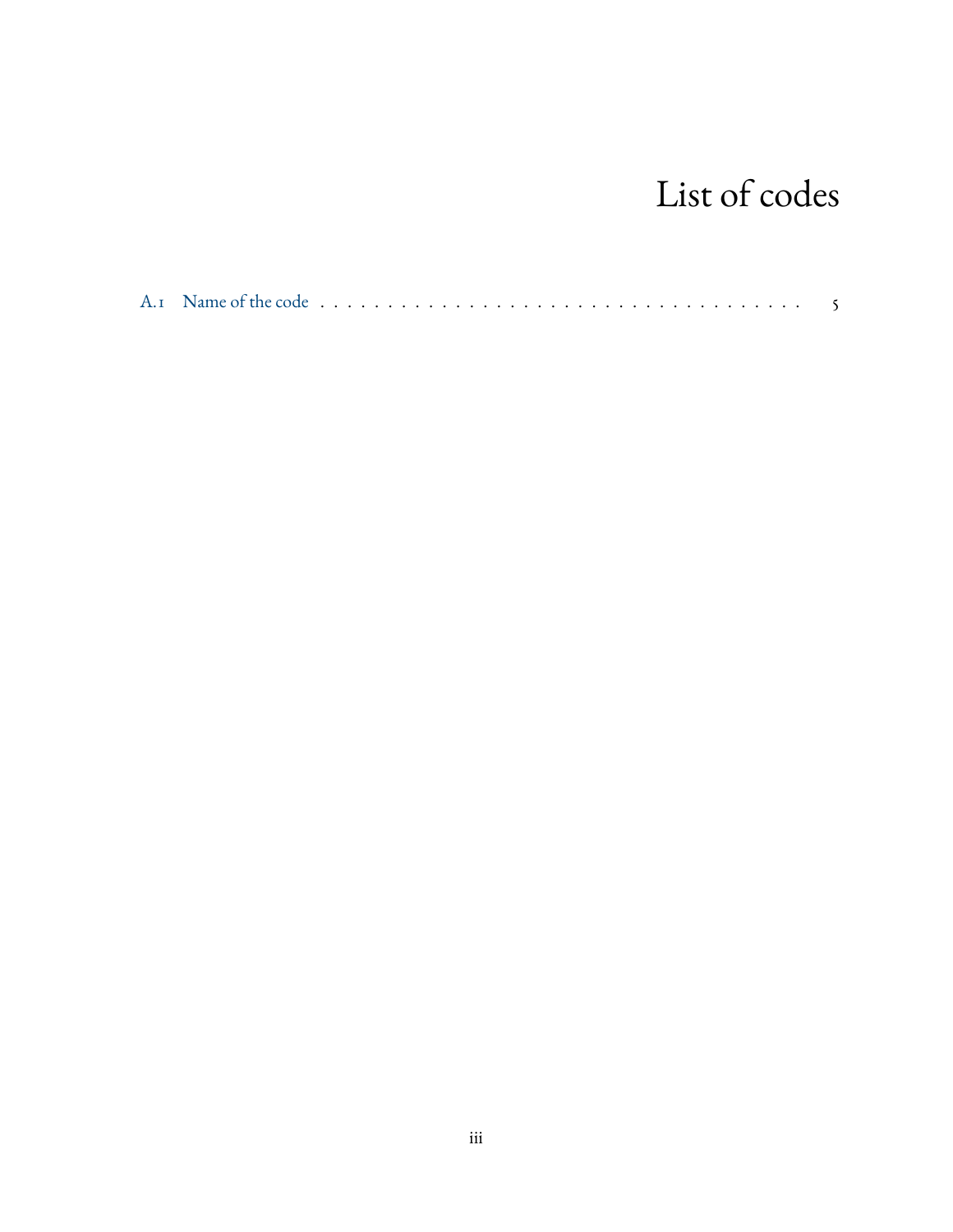# List of codes

A.1 Name of the code . . . . . . . . . . . . . . . . . . . . . . . . . . . . . . . . . . . . . 5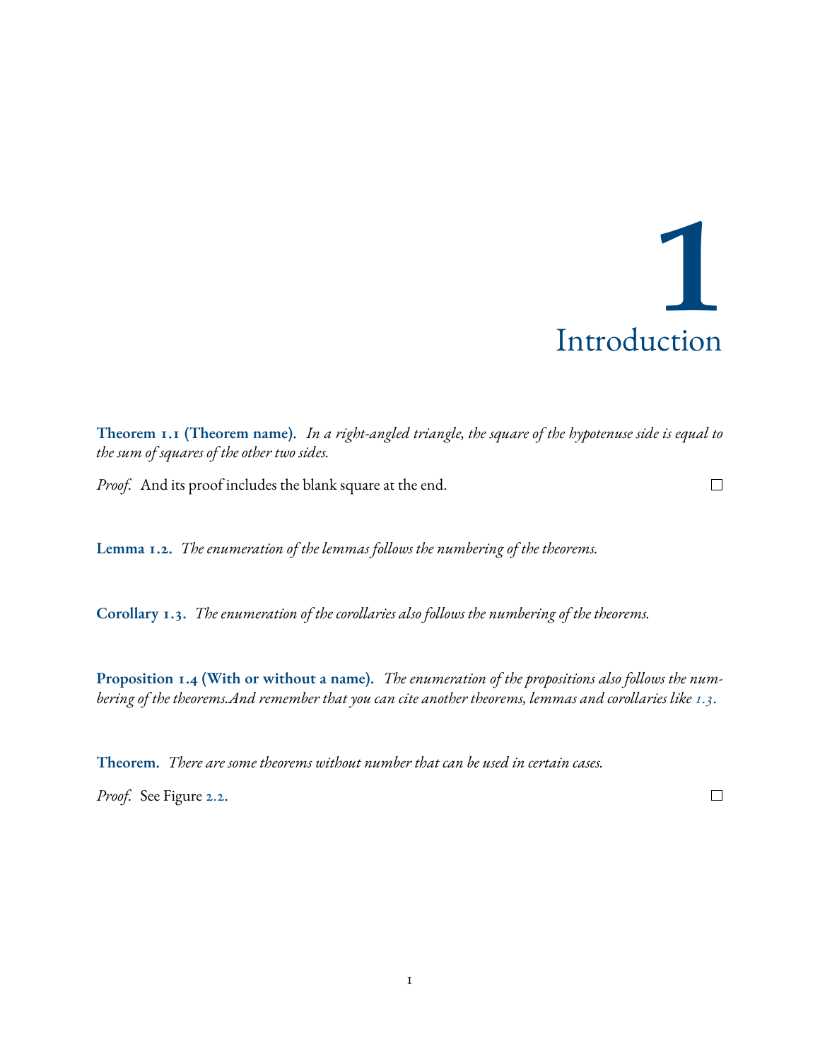# 1 Introduction

**Theorem 1.1 (Theorem name).** *In a right-angled triangle, the square of the hypotenuse side is equal to the sum of squares of the other two sides.*

*Proof.* And its proof includes the blank square at the end. □

**Lemma 1.2.** *The enumeration of the lemmas follows the numbering of the theorems.*

**Corollary 1.3.** *The enumeration of the corollaries also follows the numbering of the theorems.*

**Proposition 1.4 (With or without a name).** *The enumeration of the propositions also follows the numbering of the theorems.And remember that you can cite another theorems, lemmas and corollaries like 1.3.*

**Theorem.** *There are some theorems without number that can be used in certain cases.*

*Proof.* See Figure 2.2. □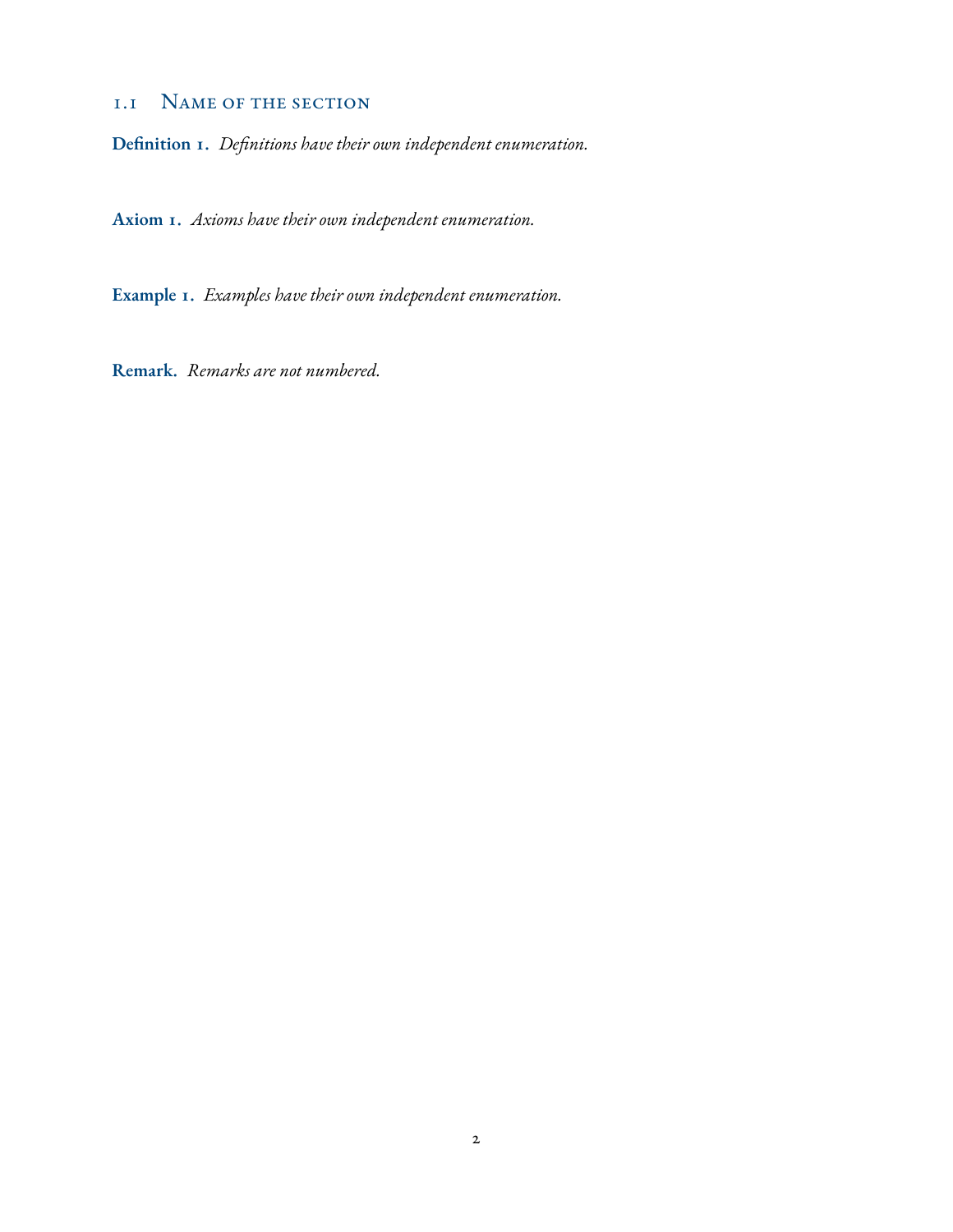## 1.1 Name of the section

**Definition 1.** *Definitions have their own independent enumeration.*

**Axiom 1.** *Axioms have their own independent enumeration.*

**Example 1.** *Examples have their own independent enumeration.*

**Remark.** *Remarks are not numbered.*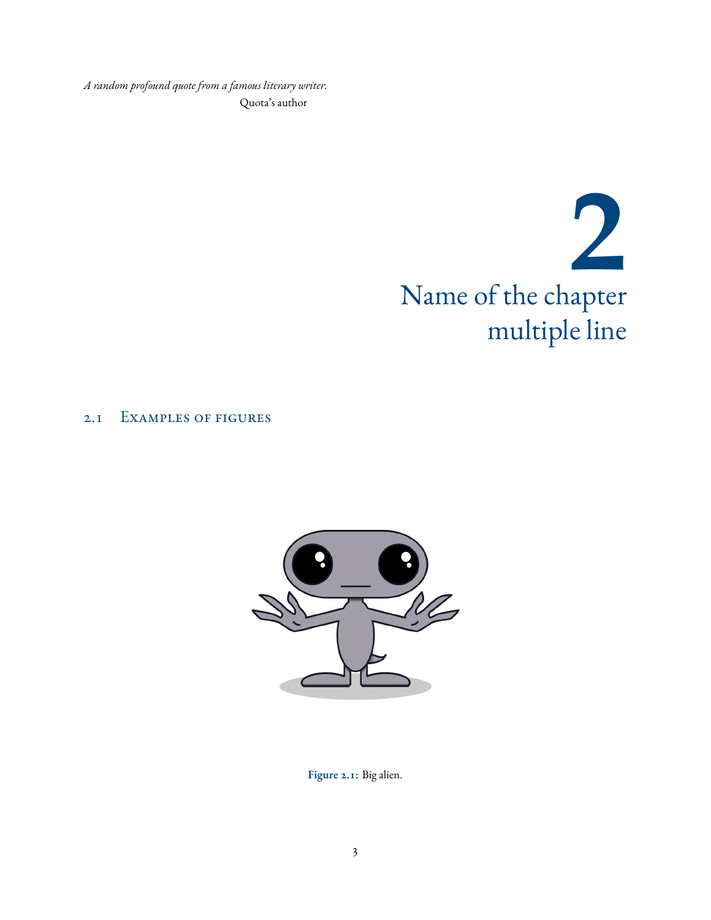*A random profound quote from a famous literary writer.*

Quota's author

# 2
# Name of the chapter multiple line

## 2.1 Examples of figures

**Figure 2.1:** Big alien.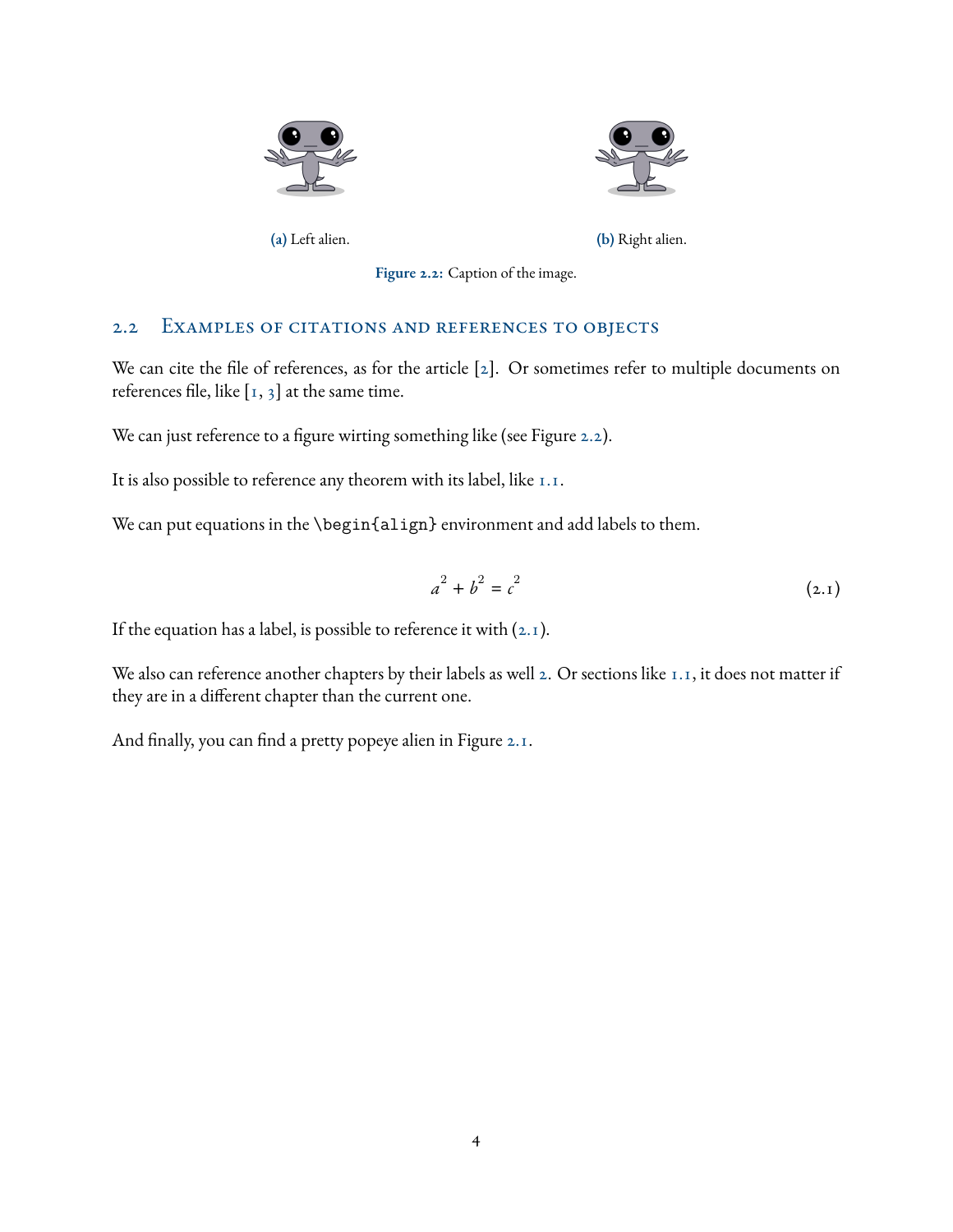(a) Left alien.

(b) Right alien.

**Figure 2.2:** Caption of the image.

## 2.2 Examples of citations and references to objects

We can cite the file of references, as for the article [2]. Or sometimes refer to multiple documents on references file, like [1, 3] at the same time.

We can just reference to a figure wirting something like (see Figure 2.2).

It is also possible to reference any theorem with its label, like 1.1.

We can put equations in the `\begin{align}` environment and add labels to them.

$$a^2 + b^2 = c^2 \tag{2.1}$$

If the equation has a label, is possible to reference it with (2.1).

We also can reference another chapters by their labels as well 2. Or sections like 1.1, it does not matter if they are in a different chapter than the current one.

And finally, you can find a pretty popeye alien in Figure 2.1.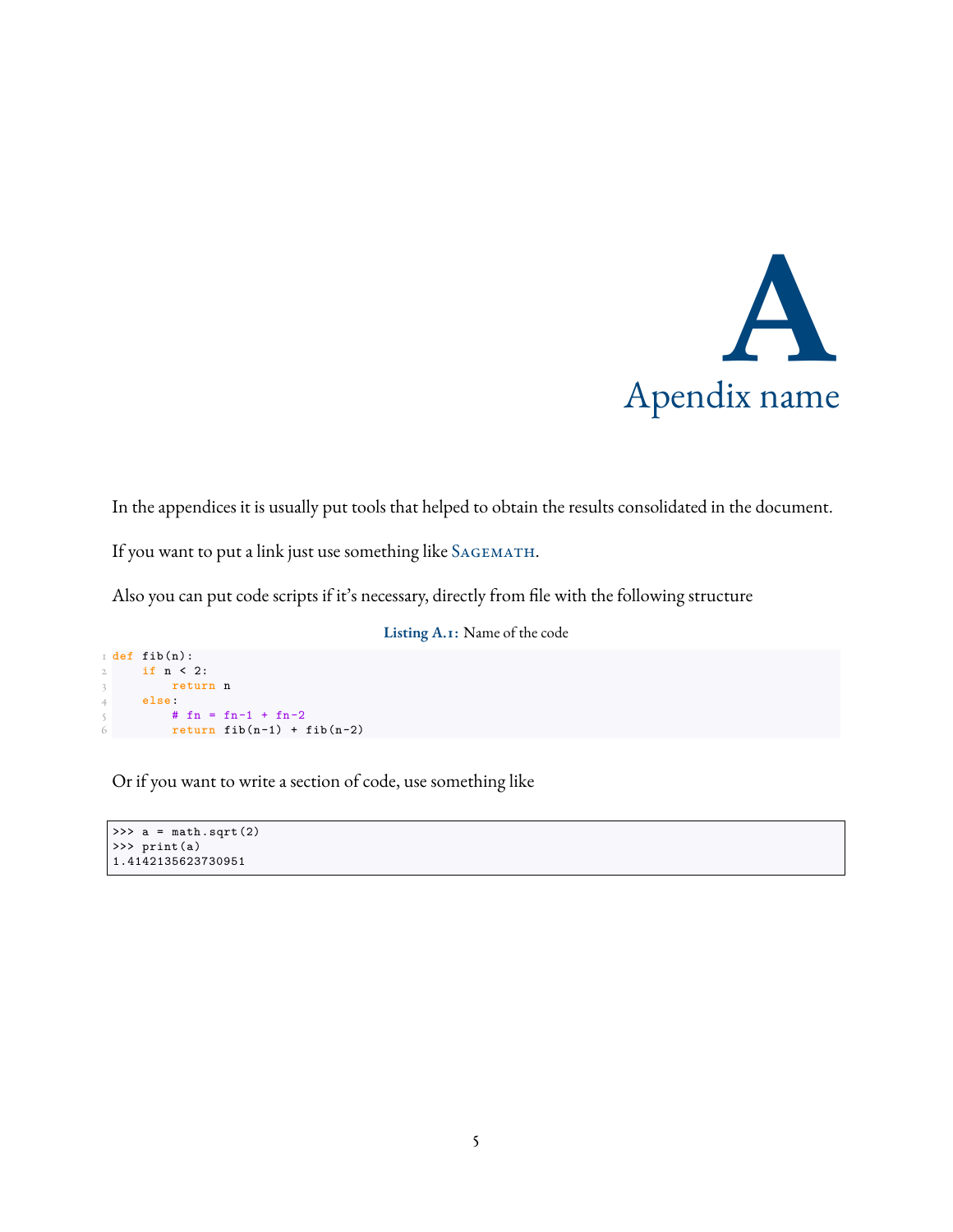# A Apendix name

In the appendices it is usually put tools that helped to obtain the results consolidated in the document.

If you want to put a link just use something like SAGEMATH.

Also you can put code scripts if it's necessary, directly from file with the following structure

**Listing A.1:** Name of the code

```python
def fib(n):
    if n < 2:
        return n
    else:
        # fn = fn-1 + fn-2
        return fib(n-1) + fib(n-2)
```

Or if you want to write a section of code, use something like

```
>>> a = math.sqrt(2)
>>> print(a)
1.4142135623730951
```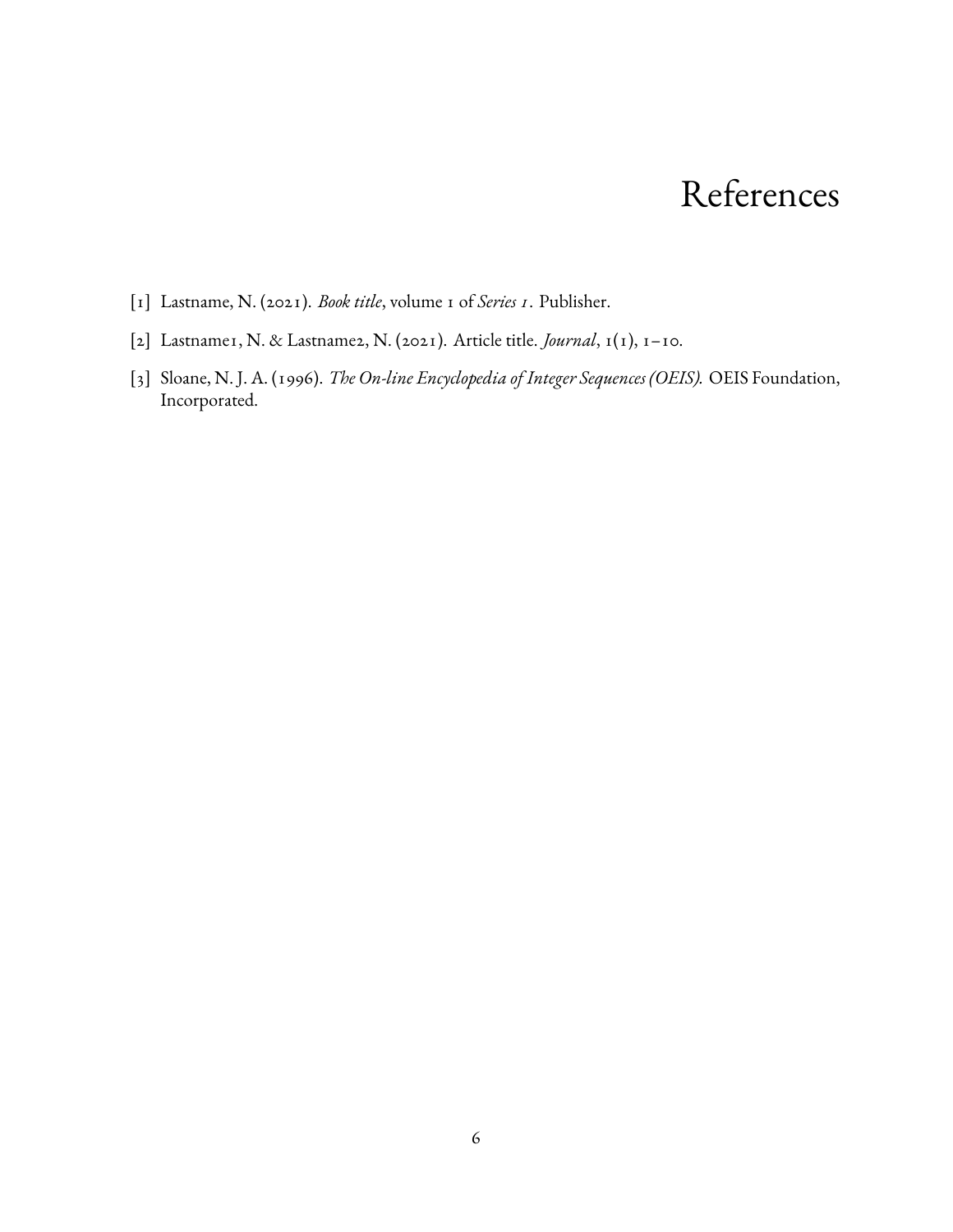# References

[1] Lastname, N. (2021). *Book title*, volume 1 of *Series 1*. Publisher.

[2] Lastname1, N. & Lastname2, N. (2021). Article title. *Journal*, 1(1), 1–10.

[3] Sloane, N. J. A. (1996). *The On-line Encyclopedia of Integer Sequences (OEIS).* OEIS Foundation, Incorporated.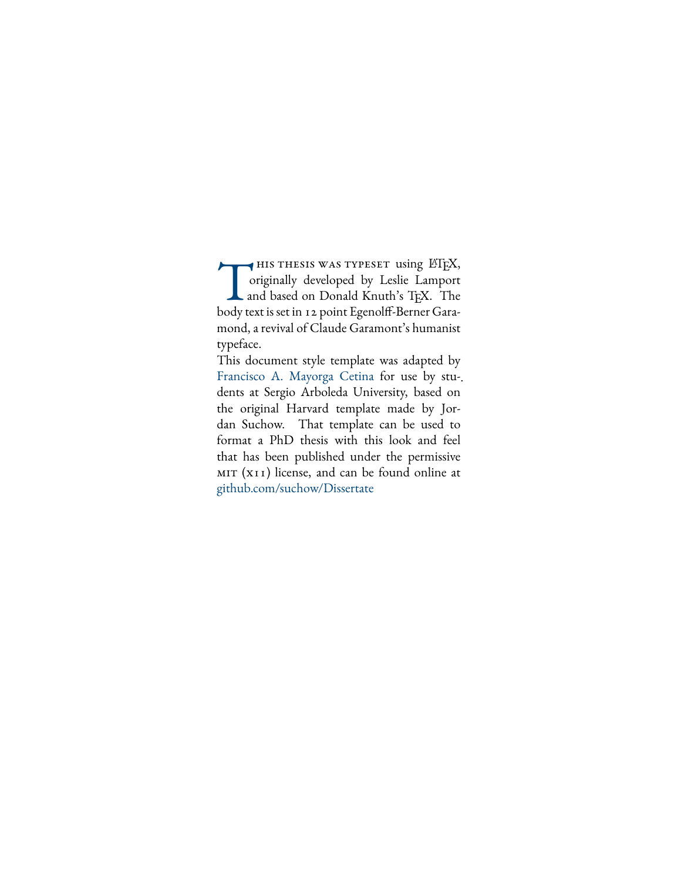This thesis was typeset using LaTeX, originally developed by Leslie Lamport and based on Donald Knuth's TeX. The body text is set in 12 point Egenolff-Berner Garamond, a revival of Claude Garamont's humanist typeface.

This document style template was adapted by Francisco A. Mayorga Cetina for use by students at Sergio Arboleda University, based on the original Harvard template made by Jordan Suchow. That template can be used to format a PhD thesis with this look and feel that has been published under the permissive MIT (X11) license, and can be found online at github.com/suchow/Dissertate